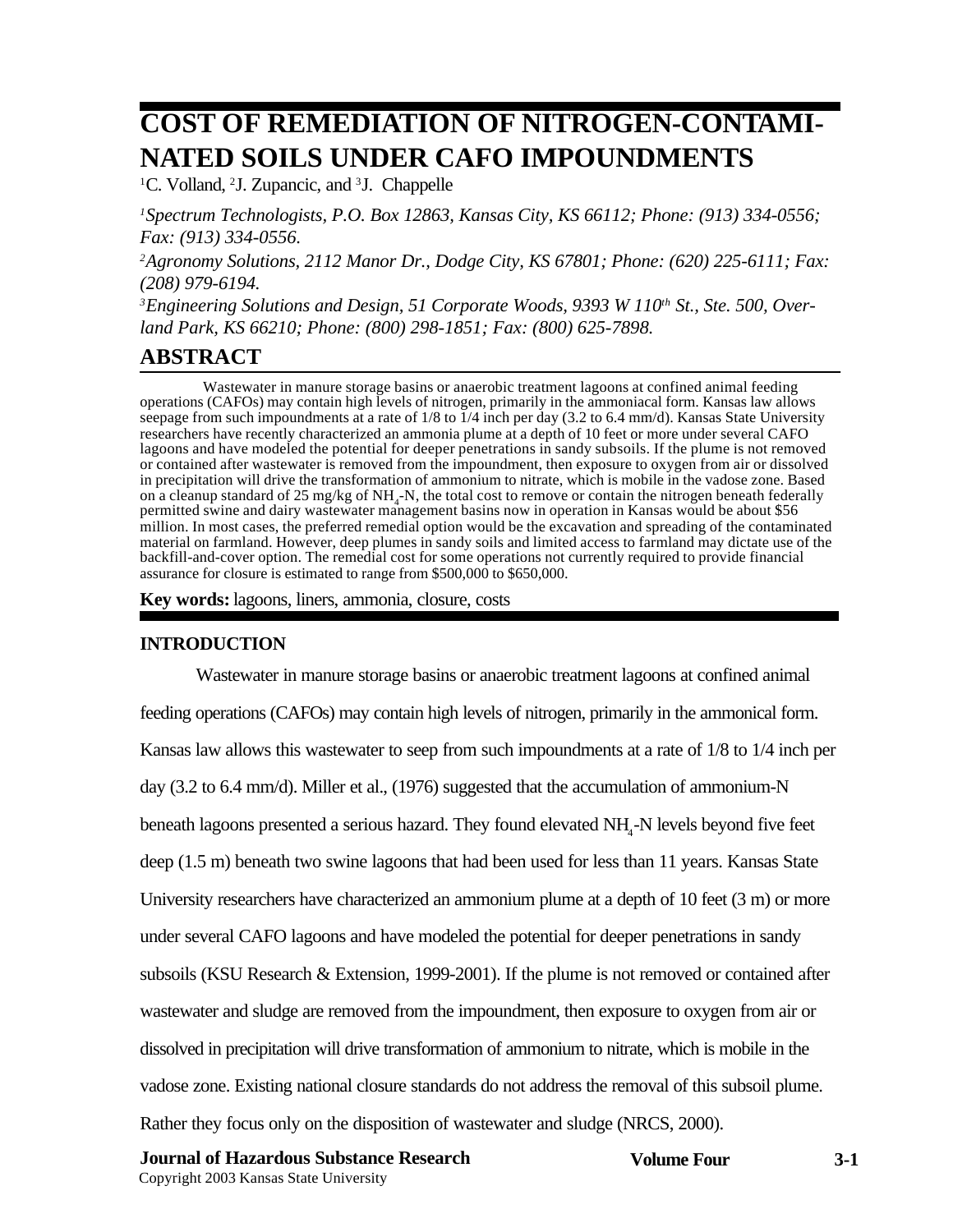# COST OF REMEDIATION OF NITROGEN-CONTAMINATED SOILS UNDER CAFO IMPOUNDMENTS

[1]C. Volland, [2]J. Zupancic, and [3]J. Chappelle

*[1]Spectrum Technologists, P.O. Box 12863, Kansas City, KS 66112; Phone: (913) 334-0556; Fax: (913) 334-0556.*

*[2]Agronomy Solutions, 2112 Manor Dr., Dodge City, KS 67801; Phone: (620) 225-6111; Fax: (208) 979-6194.*

*[3]Engineering Solutions and Design, 51 Corporate Woods, 9393 W 110th St., Ste. 500, Overland Park, KS 66210; Phone: (800) 298-1851; Fax: (800) 625-7898.*

## ABSTRACT

Wastewater in manure storage basins or anaerobic treatment lagoons at confined animal feeding operations (CAFOs) may contain high levels of nitrogen, primarily in the ammoniacal form. Kansas law allows seepage from such impoundments at a rate of 1/8 to 1/4 inch per day (3.2 to 6.4 mm/d). Kansas State University researchers have recently characterized an ammonia plume at a depth of 10 feet or more under several CAFO lagoons and have modeled the potential for deeper penetrations in sandy subsoils. If the plume is not removed or contained after wastewater is removed from the impoundment, then exposure to oxygen from air or dissolved in precipitation will drive the transformation of ammonium to nitrate, which is mobile in the vadose zone. Based on a cleanup standard of 25 mg/kg of $NH_4$-N, the total cost to remove or contain the nitrogen beneath federally permitted swine and dairy wastewater management basins now in operation in Kansas would be about $56 million. In most cases, the preferred remedial option would be the excavation and spreading of the contaminated material on farmland. However, deep plumes in sandy soils and limited access to farmland may dictate use of the backfill-and-cover option. The remedial cost for some operations not currently required to provide financial assurance for closure is estimated to range from $500,000 to $650,000.

**Key words:** lagoons, liners, ammonia, closure, costs

### INTRODUCTION

Wastewater in manure storage basins or anaerobic treatment lagoons at confined animal feeding operations (CAFOs) may contain high levels of nitrogen, primarily in the ammonical form. Kansas law allows this wastewater to seep from such impoundments at a rate of 1/8 to 1/4 inch per day (3.2 to 6.4 mm/d). Miller et al., (1976) suggested that the accumulation of ammonium-N beneath lagoons presented a serious hazard. They found elevated $NH_4$-N levels beyond five feet deep (1.5 m) beneath two swine lagoons that had been used for less than 11 years. Kansas State University researchers have characterized an ammonium plume at a depth of 10 feet (3 m) or more under several CAFO lagoons and have modeled the potential for deeper penetrations in sandy subsoils (KSU Research & Extension, 1999-2001). If the plume is not removed or contained after wastewater and sludge are removed from the impoundment, then exposure to oxygen from air or dissolved in precipitation will drive transformation of ammonium to nitrate, which is mobile in the vadose zone. Existing national closure standards do not address the removal of this subsoil plume. Rather they focus only on the disposition of wastewater and sludge (NRCS, 2000).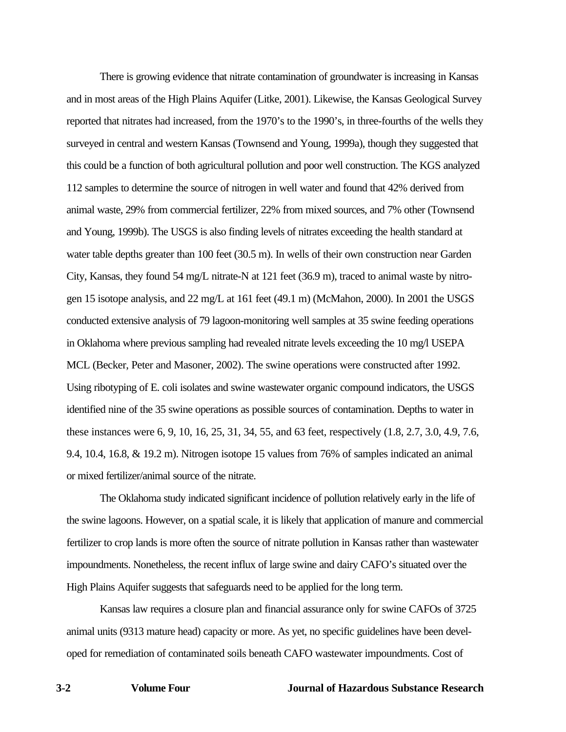There is growing evidence that nitrate contamination of groundwater is increasing in Kansas and in most areas of the High Plains Aquifer (Litke, 2001). Likewise, the Kansas Geological Survey reported that nitrates had increased, from the 1970's to the 1990's, in three-fourths of the wells they surveyed in central and western Kansas (Townsend and Young, 1999a), though they suggested that this could be a function of both agricultural pollution and poor well construction. The KGS analyzed 112 samples to determine the source of nitrogen in well water and found that 42% derived from animal waste, 29% from commercial fertilizer, 22% from mixed sources, and 7% other (Townsend and Young, 1999b). The USGS is also finding levels of nitrates exceeding the health standard at water table depths greater than 100 feet (30.5 m). In wells of their own construction near Garden City, Kansas, they found 54 mg/L nitrate-N at 121 feet (36.9 m), traced to animal waste by nitrogen 15 isotope analysis, and 22 mg/L at 161 feet (49.1 m) (McMahon, 2000). In 2001 the USGS conducted extensive analysis of 79 lagoon-monitoring well samples at 35 swine feeding operations in Oklahoma where previous sampling had revealed nitrate levels exceeding the 10 mg/l USEPA MCL (Becker, Peter and Masoner, 2002). The swine operations were constructed after 1992. Using ribotyping of E. coli isolates and swine wastewater organic compound indicators, the USGS identified nine of the 35 swine operations as possible sources of contamination. Depths to water in these instances were 6, 9, 10, 16, 25, 31, 34, 55, and 63 feet, respectively (1.8, 2.7, 3.0, 4.9, 7.6, 9.4, 10.4, 16.8, & 19.2 m). Nitrogen isotope 15 values from 76% of samples indicated an animal or mixed fertilizer/animal source of the nitrate.

The Oklahoma study indicated significant incidence of pollution relatively early in the life of the swine lagoons. However, on a spatial scale, it is likely that application of manure and commercial fertilizer to crop lands is more often the source of nitrate pollution in Kansas rather than wastewater impoundments. Nonetheless, the recent influx of large swine and dairy CAFO's situated over the High Plains Aquifer suggests that safeguards need to be applied for the long term.

Kansas law requires a closure plan and financial assurance only for swine CAFOs of 3725 animal units (9313 mature head) capacity or more. As yet, no specific guidelines have been developed for remediation of contaminated soils beneath CAFO wastewater impoundments. Cost of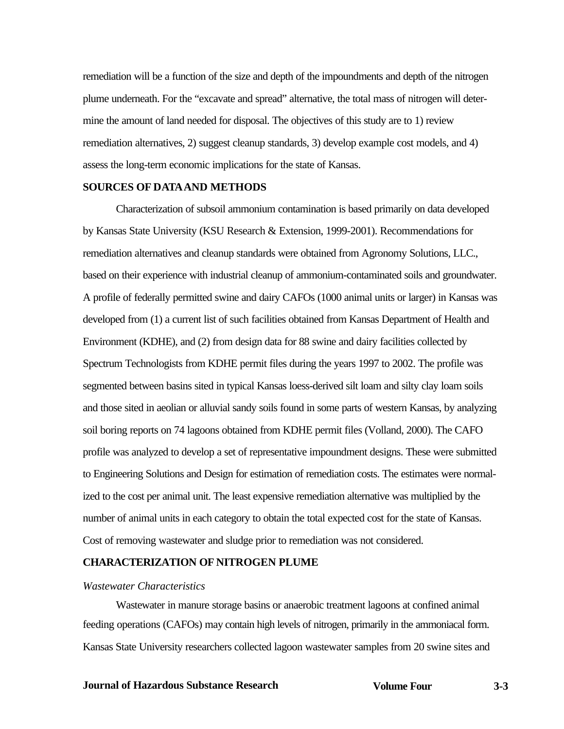remediation will be a function of the size and depth of the impoundments and depth of the nitrogen plume underneath. For the "excavate and spread" alternative, the total mass of nitrogen will determine the amount of land needed for disposal. The objectives of this study are to 1) review remediation alternatives, 2) suggest cleanup standards, 3) develop example cost models, and 4) assess the long-term economic implications for the state of Kansas.

## SOURCES OF DATA AND METHODS

Characterization of subsoil ammonium contamination is based primarily on data developed by Kansas State University (KSU Research & Extension, 1999-2001). Recommendations for remediation alternatives and cleanup standards were obtained from Agronomy Solutions, LLC., based on their experience with industrial cleanup of ammonium-contaminated soils and groundwater. A profile of federally permitted swine and dairy CAFOs (1000 animal units or larger) in Kansas was developed from (1) a current list of such facilities obtained from Kansas Department of Health and Environment (KDHE), and (2) from design data for 88 swine and dairy facilities collected by Spectrum Technologists from KDHE permit files during the years 1997 to 2002. The profile was segmented between basins sited in typical Kansas loess-derived silt loam and silty clay loam soils and those sited in aeolian or alluvial sandy soils found in some parts of western Kansas, by analyzing soil boring reports on 74 lagoons obtained from KDHE permit files (Volland, 2000). The CAFO profile was analyzed to develop a set of representative impoundment designs. These were submitted to Engineering Solutions and Design for estimation of remediation costs. The estimates were normalized to the cost per animal unit. The least expensive remediation alternative was multiplied by the number of animal units in each category to obtain the total expected cost for the state of Kansas. Cost of removing wastewater and sludge prior to remediation was not considered.

## CHARACTERIZATION OF NITROGEN PLUME

### *Wastewater Characteristics*

Wastewater in manure storage basins or anaerobic treatment lagoons at confined animal feeding operations (CAFOs) may contain high levels of nitrogen, primarily in the ammoniacal form. Kansas State University researchers collected lagoon wastewater samples from 20 swine sites and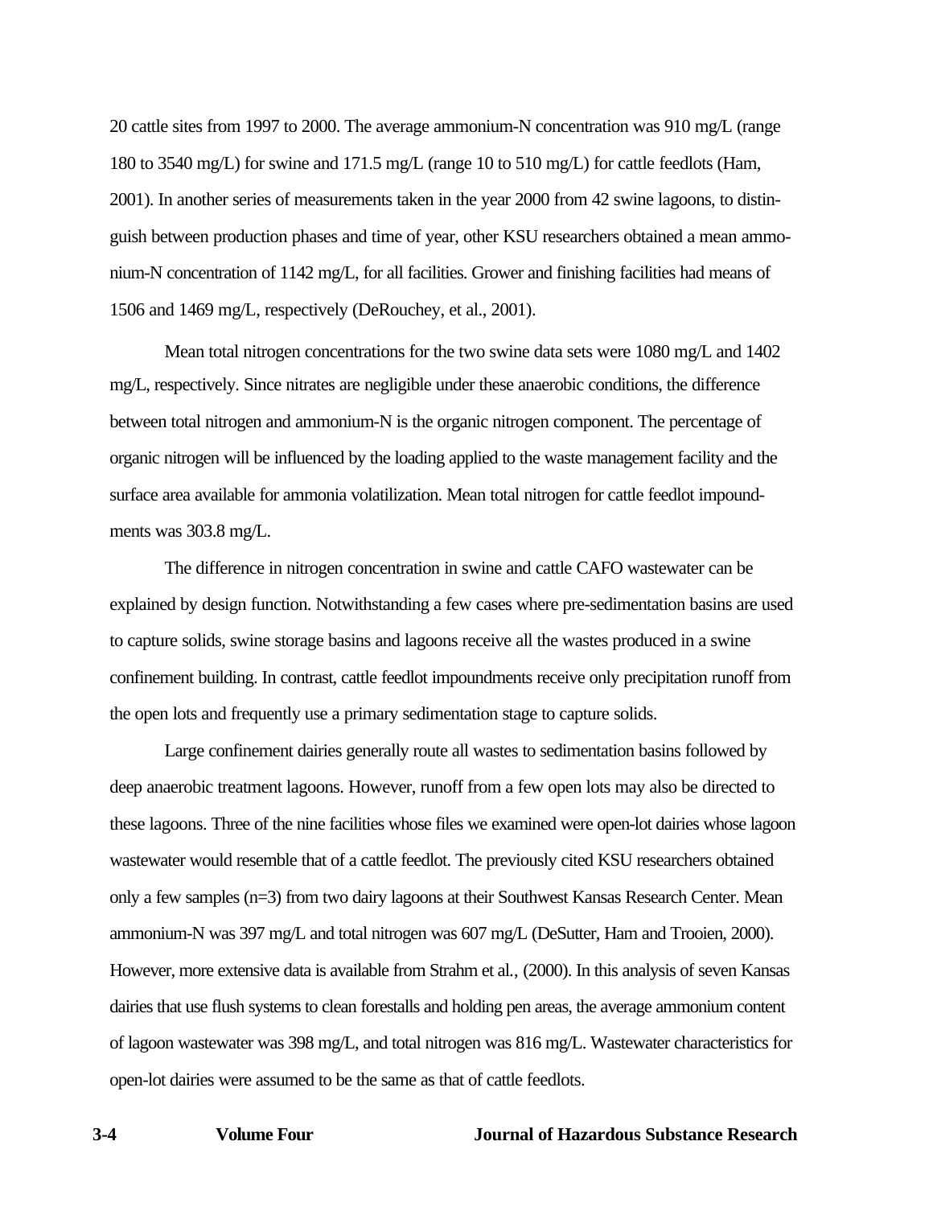20 cattle sites from 1997 to 2000. The average ammonium-N concentration was 910 mg/L (range 180 to 3540 mg/L) for swine and 171.5 mg/L (range 10 to 510 mg/L) for cattle feedlots (Ham, 2001). In another series of measurements taken in the year 2000 from 42 swine lagoons, to distinguish between production phases and time of year, other KSU researchers obtained a mean ammonium-N concentration of 1142 mg/L, for all facilities. Grower and finishing facilities had means of 1506 and 1469 mg/L, respectively (DeRouchey, et al., 2001).

Mean total nitrogen concentrations for the two swine data sets were 1080 mg/L and 1402 mg/L, respectively. Since nitrates are negligible under these anaerobic conditions, the difference between total nitrogen and ammonium-N is the organic nitrogen component. The percentage of organic nitrogen will be influenced by the loading applied to the waste management facility and the surface area available for ammonia volatilization. Mean total nitrogen for cattle feedlot impoundments was 303.8 mg/L.

The difference in nitrogen concentration in swine and cattle CAFO wastewater can be explained by design function. Notwithstanding a few cases where pre-sedimentation basins are used to capture solids, swine storage basins and lagoons receive all the wastes produced in a swine confinement building. In contrast, cattle feedlot impoundments receive only precipitation runoff from the open lots and frequently use a primary sedimentation stage to capture solids.

Large confinement dairies generally route all wastes to sedimentation basins followed by deep anaerobic treatment lagoons. However, runoff from a few open lots may also be directed to these lagoons. Three of the nine facilities whose files we examined were open-lot dairies whose lagoon wastewater would resemble that of a cattle feedlot. The previously cited KSU researchers obtained only a few samples (n=3) from two dairy lagoons at their Southwest Kansas Research Center. Mean ammonium-N was 397 mg/L and total nitrogen was 607 mg/L (DeSutter, Ham and Trooien, 2000). However, more extensive data is available from Strahm et al., (2000). In this analysis of seven Kansas dairies that use flush systems to clean forestalls and holding pen areas, the average ammonium content of lagoon wastewater was 398 mg/L, and total nitrogen was 816 mg/L. Wastewater characteristics for open-lot dairies were assumed to be the same as that of cattle feedlots.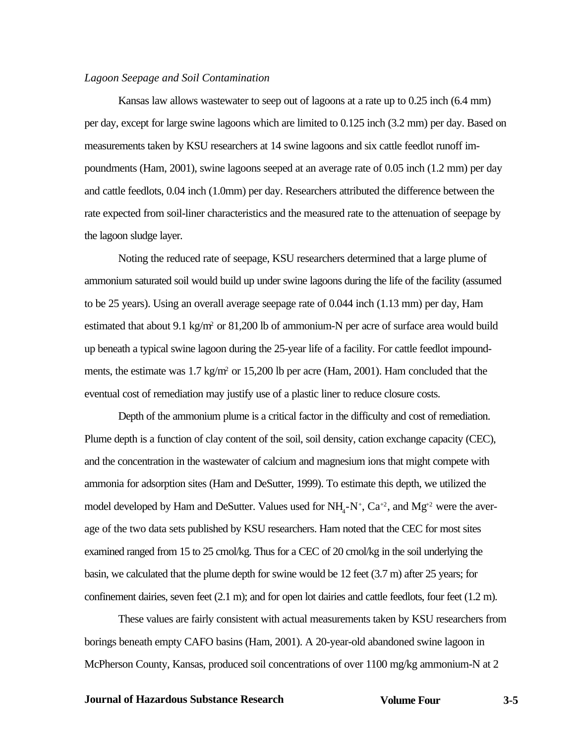*Lagoon Seepage and Soil Contamination*

Kansas law allows wastewater to seep out of lagoons at a rate up to 0.25 inch (6.4 mm) per day, except for large swine lagoons which are limited to 0.125 inch (3.2 mm) per day. Based on measurements taken by KSU researchers at 14 swine lagoons and six cattle feedlot runoff impoundments (Ham, 2001), swine lagoons seeped at an average rate of 0.05 inch (1.2 mm) per day and cattle feedlots, 0.04 inch (1.0mm) per day. Researchers attributed the difference between the rate expected from soil-liner characteristics and the measured rate to the attenuation of seepage by the lagoon sludge layer.

Noting the reduced rate of seepage, KSU researchers determined that a large plume of ammonium saturated soil would build up under swine lagoons during the life of the facility (assumed to be 25 years). Using an overall average seepage rate of 0.044 inch (1.13 mm) per day, Ham estimated that about 9.1 kg/m$^2$ or 81,200 lb of ammonium-N per acre of surface area would build up beneath a typical swine lagoon during the 25-year life of a facility. For cattle feedlot impoundments, the estimate was 1.7 kg/m$^2$ or 15,200 lb per acre (Ham, 2001). Ham concluded that the eventual cost of remediation may justify use of a plastic liner to reduce closure costs.

Depth of the ammonium plume is a critical factor in the difficulty and cost of remediation. Plume depth is a function of clay content of the soil, soil density, cation exchange capacity (CEC), and the concentration in the wastewater of calcium and magnesium ions that might compete with ammonia for adsorption sites (Ham and DeSutter, 1999). To estimate this depth, we utilized the model developed by Ham and DeSutter. Values used for $NH_4$-$N^+$, $Ca^{+2}$, and $Mg^{+2}$ were the average of the two data sets published by KSU researchers. Ham noted that the CEC for most sites examined ranged from 15 to 25 cmol/kg. Thus for a CEC of 20 cmol/kg in the soil underlying the basin, we calculated that the plume depth for swine would be 12 feet (3.7 m) after 25 years; for confinement dairies, seven feet (2.1 m); and for open lot dairies and cattle feedlots, four feet (1.2 m).

These values are fairly consistent with actual measurements taken by KSU researchers from borings beneath empty CAFO basins (Ham, 2001). A 20-year-old abandoned swine lagoon in McPherson County, Kansas, produced soil concentrations of over 1100 mg/kg ammonium-N at 2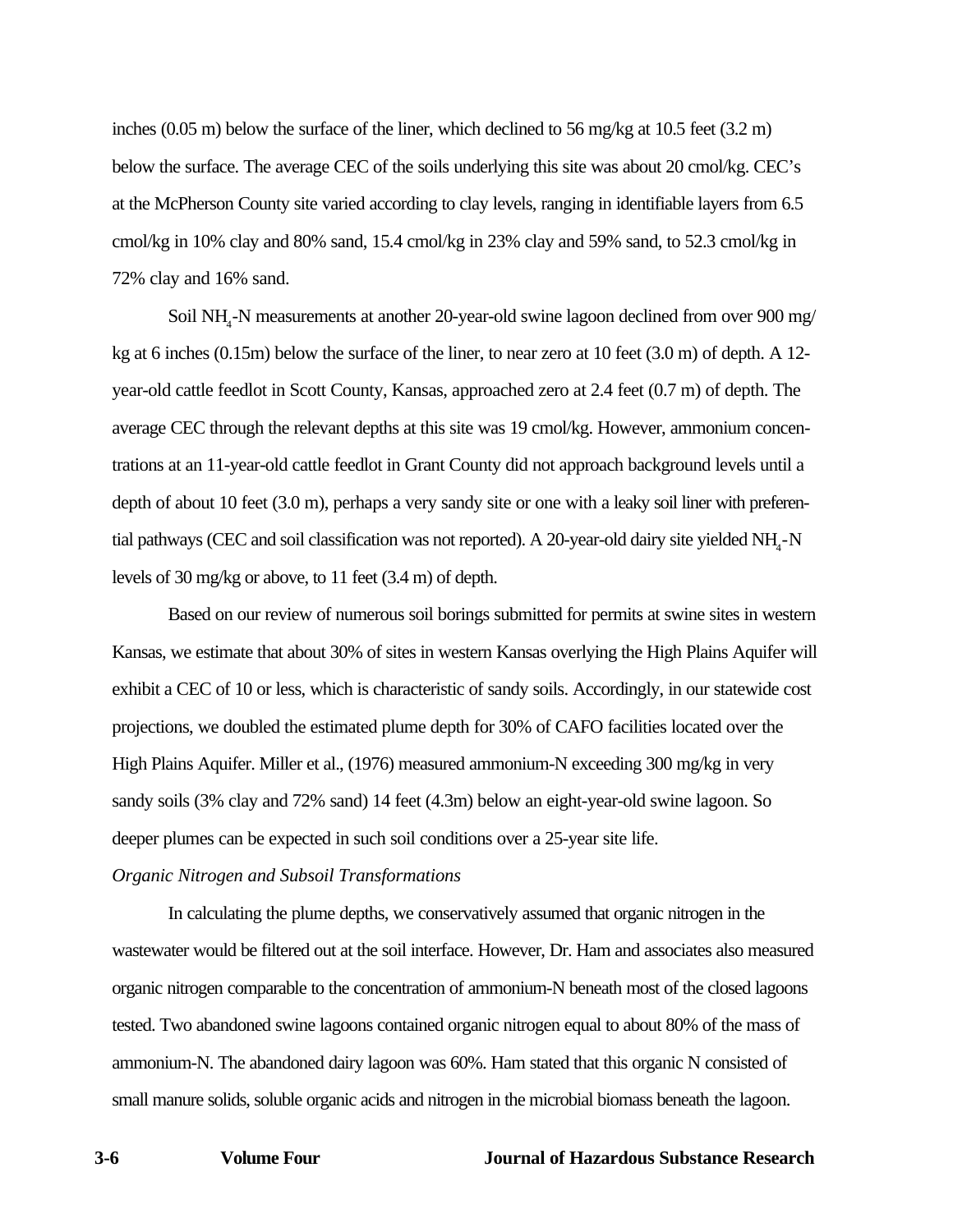inches (0.05 m) below the surface of the liner, which declined to 56 mg/kg at 10.5 feet (3.2 m) below the surface. The average CEC of the soils underlying this site was about 20 cmol/kg. CEC's at the McPherson County site varied according to clay levels, ranging in identifiable layers from 6.5 cmol/kg in 10% clay and 80% sand, 15.4 cmol/kg in 23% clay and 59% sand, to 52.3 cmol/kg in 72% clay and 16% sand.

Soil $NH_4$-N measurements at another 20-year-old swine lagoon declined from over 900 mg/kg at 6 inches (0.15m) below the surface of the liner, to near zero at 10 feet (3.0 m) of depth. A 12-year-old cattle feedlot in Scott County, Kansas, approached zero at 2.4 feet (0.7 m) of depth. The average CEC through the relevant depths at this site was 19 cmol/kg. However, ammonium concentrations at an 11-year-old cattle feedlot in Grant County did not approach background levels until a depth of about 10 feet (3.0 m), perhaps a very sandy site or one with a leaky soil liner with preferential pathways (CEC and soil classification was not reported). A 20-year-old dairy site yielded $NH_4$-N levels of 30 mg/kg or above, to 11 feet (3.4 m) of depth.

Based on our review of numerous soil borings submitted for permits at swine sites in western Kansas, we estimate that about 30% of sites in western Kansas overlying the High Plains Aquifer will exhibit a CEC of 10 or less, which is characteristic of sandy soils. Accordingly, in our statewide cost projections, we doubled the estimated plume depth for 30% of CAFO facilities located over the High Plains Aquifer. Miller et al., (1976) measured ammonium-N exceeding 300 mg/kg in very sandy soils (3% clay and 72% sand) 14 feet (4.3m) below an eight-year-old swine lagoon. So deeper plumes can be expected in such soil conditions over a 25-year site life.

*Organic Nitrogen and Subsoil Transformations*

In calculating the plume depths, we conservatively assumed that organic nitrogen in the wastewater would be filtered out at the soil interface. However, Dr. Ham and associates also measured organic nitrogen comparable to the concentration of ammonium-N beneath most of the closed lagoons tested. Two abandoned swine lagoons contained organic nitrogen equal to about 80% of the mass of ammonium-N. The abandoned dairy lagoon was 60%. Ham stated that this organic N consisted of small manure solids, soluble organic acids and nitrogen in the microbial biomass beneath the lagoon.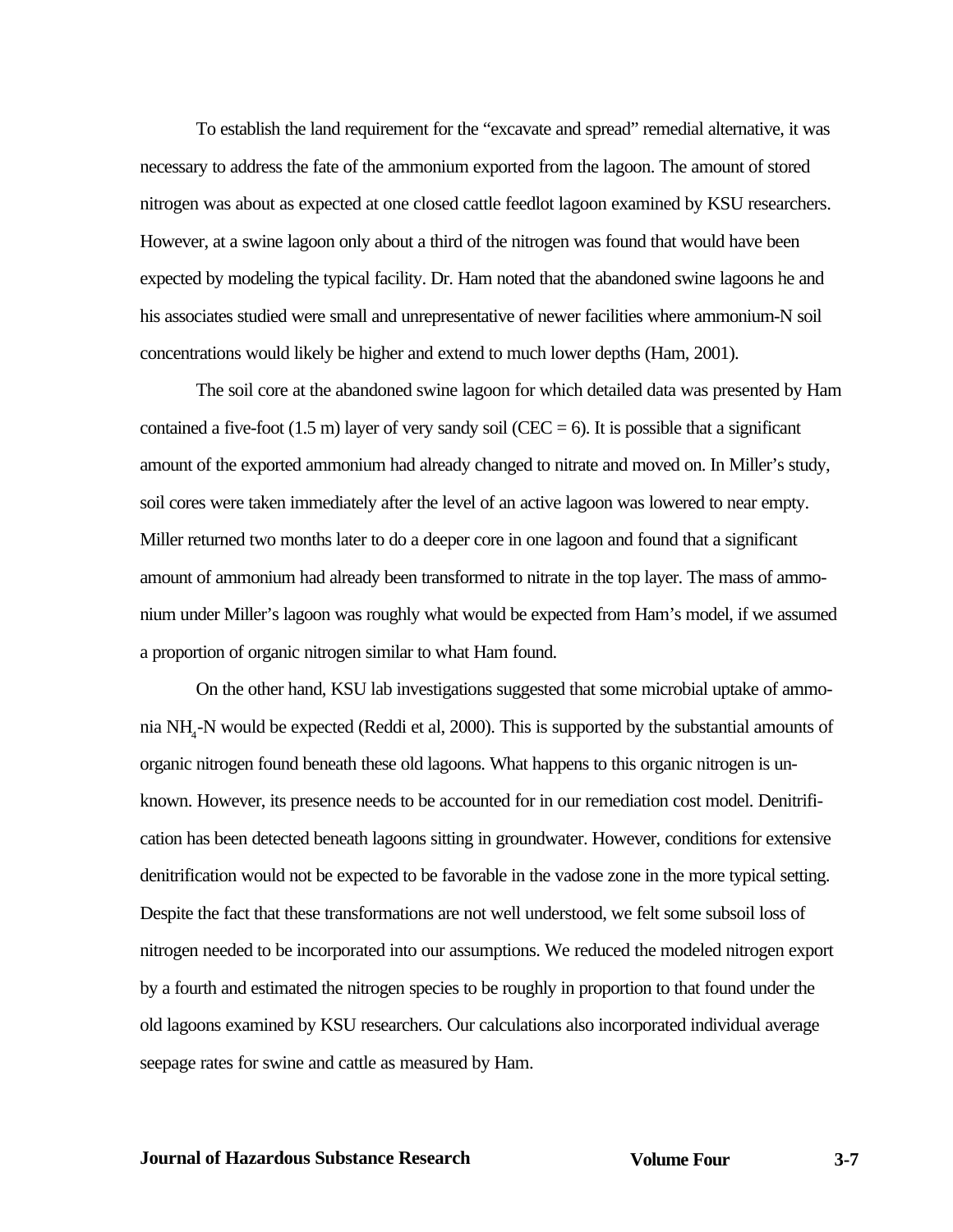To establish the land requirement for the "excavate and spread" remedial alternative, it was necessary to address the fate of the ammonium exported from the lagoon. The amount of stored nitrogen was about as expected at one closed cattle feedlot lagoon examined by KSU researchers. However, at a swine lagoon only about a third of the nitrogen was found that would have been expected by modeling the typical facility. Dr. Ham noted that the abandoned swine lagoons he and his associates studied were small and unrepresentative of newer facilities where ammonium-N soil concentrations would likely be higher and extend to much lower depths (Ham, 2001).

The soil core at the abandoned swine lagoon for which detailed data was presented by Ham contained a five-foot (1.5 m) layer of very sandy soil (CEC = 6). It is possible that a significant amount of the exported ammonium had already changed to nitrate and moved on. In Miller's study, soil cores were taken immediately after the level of an active lagoon was lowered to near empty. Miller returned two months later to do a deeper core in one lagoon and found that a significant amount of ammonium had already been transformed to nitrate in the top layer. The mass of ammonium under Miller's lagoon was roughly what would be expected from Ham's model, if we assumed a proportion of organic nitrogen similar to what Ham found.

On the other hand, KSU lab investigations suggested that some microbial uptake of ammonia $NH_4$-N would be expected (Reddi et al, 2000). This is supported by the substantial amounts of organic nitrogen found beneath these old lagoons. What happens to this organic nitrogen is unknown. However, its presence needs to be accounted for in our remediation cost model. Denitrification has been detected beneath lagoons sitting in groundwater. However, conditions for extensive denitrification would not be expected to be favorable in the vadose zone in the more typical setting. Despite the fact that these transformations are not well understood, we felt some subsoil loss of nitrogen needed to be incorporated into our assumptions. We reduced the modeled nitrogen export by a fourth and estimated the nitrogen species to be roughly in proportion to that found under the old lagoons examined by KSU researchers. Our calculations also incorporated individual average seepage rates for swine and cattle as measured by Ham.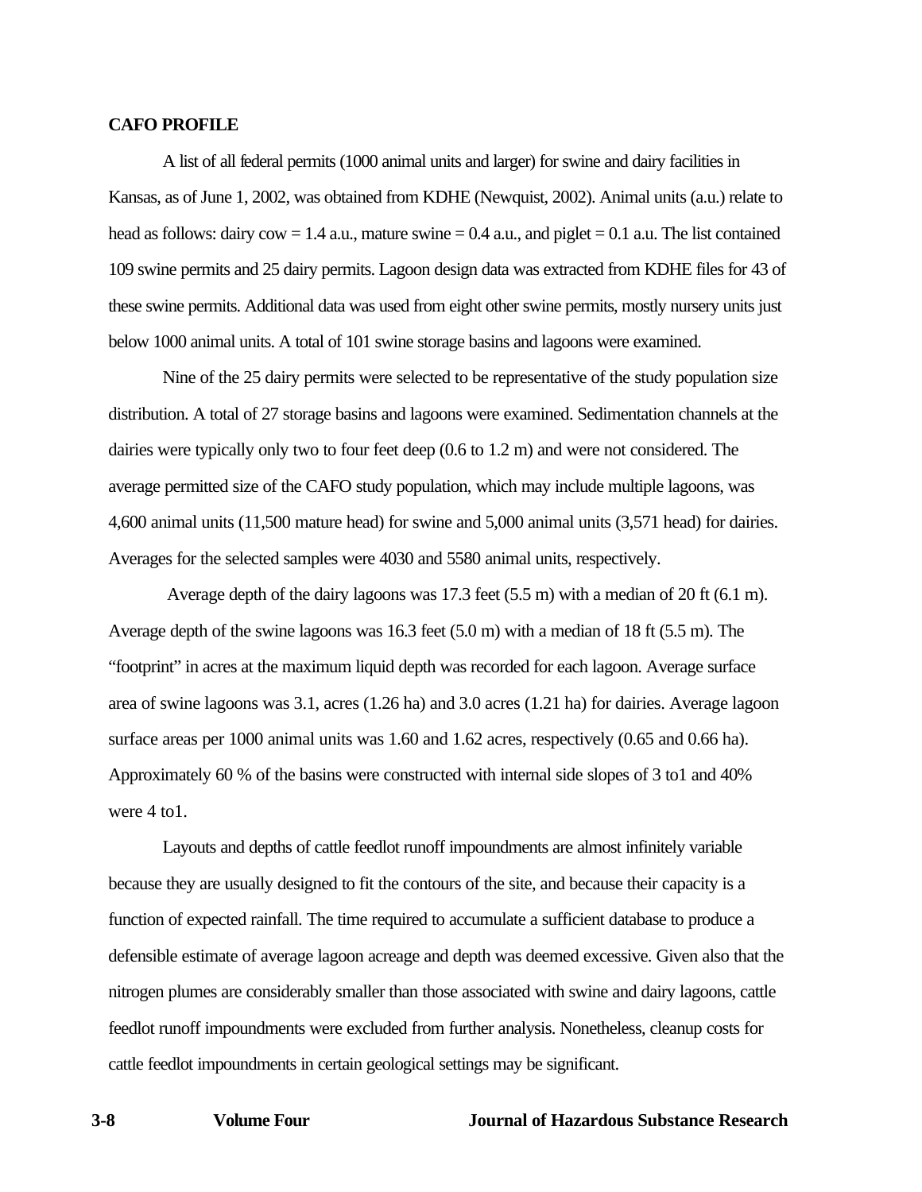## CAFO PROFILE

A list of all federal permits (1000 animal units and larger) for swine and dairy facilities in Kansas, as of June 1, 2002, was obtained from KDHE (Newquist, 2002). Animal units (a.u.) relate to head as follows: dairy cow = 1.4 a.u., mature swine = 0.4 a.u., and piglet = 0.1 a.u. The list contained 109 swine permits and 25 dairy permits. Lagoon design data was extracted from KDHE files for 43 of these swine permits. Additional data was used from eight other swine permits, mostly nursery units just below 1000 animal units. A total of 101 swine storage basins and lagoons were examined.

Nine of the 25 dairy permits were selected to be representative of the study population size distribution. A total of 27 storage basins and lagoons were examined. Sedimentation channels at the dairies were typically only two to four feet deep (0.6 to 1.2 m) and were not considered. The average permitted size of the CAFO study population, which may include multiple lagoons, was 4,600 animal units (11,500 mature head) for swine and 5,000 animal units (3,571 head) for dairies. Averages for the selected samples were 4030 and 5580 animal units, respectively.

Average depth of the dairy lagoons was 17.3 feet (5.5 m) with a median of 20 ft (6.1 m). Average depth of the swine lagoons was 16.3 feet (5.0 m) with a median of 18 ft (5.5 m). The "footprint" in acres at the maximum liquid depth was recorded for each lagoon. Average surface area of swine lagoons was 3.1, acres (1.26 ha) and 3.0 acres (1.21 ha) for dairies. Average lagoon surface areas per 1000 animal units was 1.60 and 1.62 acres, respectively (0.65 and 0.66 ha). Approximately 60 % of the basins were constructed with internal side slopes of 3 to1 and 40% were 4 to1.

Layouts and depths of cattle feedlot runoff impoundments are almost infinitely variable because they are usually designed to fit the contours of the site, and because their capacity is a function of expected rainfall. The time required to accumulate a sufficient database to produce a defensible estimate of average lagoon acreage and depth was deemed excessive. Given also that the nitrogen plumes are considerably smaller than those associated with swine and dairy lagoons, cattle feedlot runoff impoundments were excluded from further analysis. Nonetheless, cleanup costs for cattle feedlot impoundments in certain geological settings may be significant.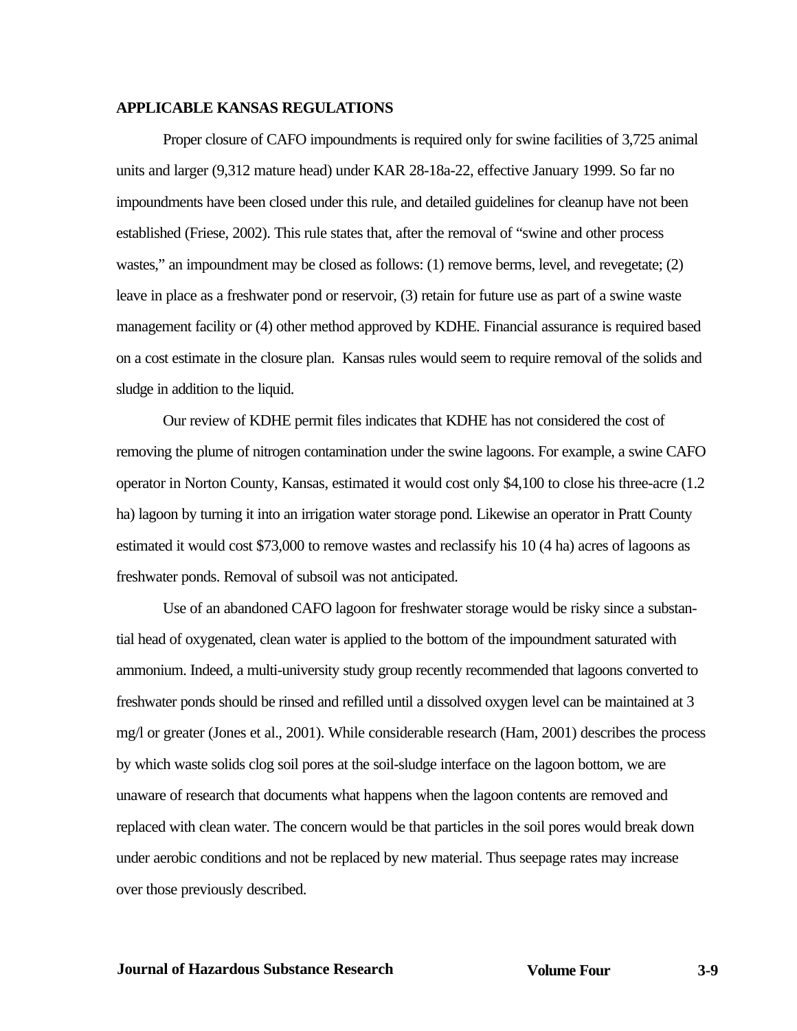## APPLICABLE KANSAS REGULATIONS

Proper closure of CAFO impoundments is required only for swine facilities of 3,725 animal units and larger (9,312 mature head) under KAR 28-18a-22, effective January 1999. So far no impoundments have been closed under this rule, and detailed guidelines for cleanup have not been established (Friese, 2002). This rule states that, after the removal of "swine and other process wastes," an impoundment may be closed as follows: (1) remove berms, level, and revegetate; (2) leave in place as a freshwater pond or reservoir, (3) retain for future use as part of a swine waste management facility or (4) other method approved by KDHE. Financial assurance is required based on a cost estimate in the closure plan. Kansas rules would seem to require removal of the solids and sludge in addition to the liquid.

Our review of KDHE permit files indicates that KDHE has not considered the cost of removing the plume of nitrogen contamination under the swine lagoons. For example, a swine CAFO operator in Norton County, Kansas, estimated it would cost only $4,100 to close his three-acre (1.2 ha) lagoon by turning it into an irrigation water storage pond. Likewise an operator in Pratt County estimated it would cost $73,000 to remove wastes and reclassify his 10 (4 ha) acres of lagoons as freshwater ponds. Removal of subsoil was not anticipated.

Use of an abandoned CAFO lagoon for freshwater storage would be risky since a substantial head of oxygenated, clean water is applied to the bottom of the impoundment saturated with ammonium. Indeed, a multi-university study group recently recommended that lagoons converted to freshwater ponds should be rinsed and refilled until a dissolved oxygen level can be maintained at 3 mg/l or greater (Jones et al., 2001). While considerable research (Ham, 2001) describes the process by which waste solids clog soil pores at the soil-sludge interface on the lagoon bottom, we are unaware of research that documents what happens when the lagoon contents are removed and replaced with clean water. The concern would be that particles in the soil pores would break down under aerobic conditions and not be replaced by new material. Thus seepage rates may increase over those previously described.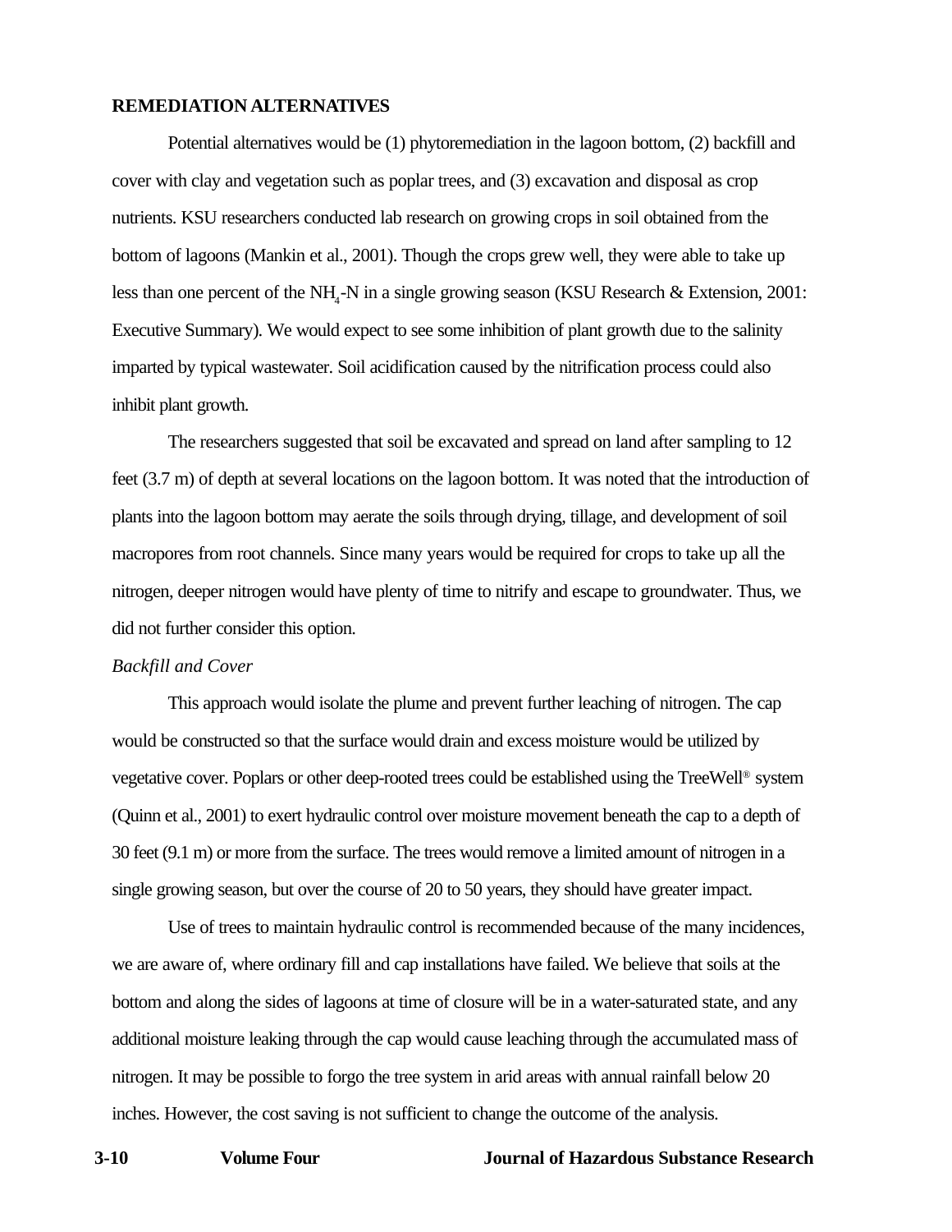## REMEDIATION ALTERNATIVES

Potential alternatives would be (1) phytoremediation in the lagoon bottom, (2) backfill and cover with clay and vegetation such as poplar trees, and (3) excavation and disposal as crop nutrients. KSU researchers conducted lab research on growing crops in soil obtained from the bottom of lagoons (Mankin et al., 2001). Though the crops grew well, they were able to take up less than one percent of the $NH_4$-N in a single growing season (KSU Research & Extension, 2001: Executive Summary). We would expect to see some inhibition of plant growth due to the salinity imparted by typical wastewater. Soil acidification caused by the nitrification process could also inhibit plant growth.

The researchers suggested that soil be excavated and spread on land after sampling to 12 feet (3.7 m) of depth at several locations on the lagoon bottom. It was noted that the introduction of plants into the lagoon bottom may aerate the soils through drying, tillage, and development of soil macropores from root channels. Since many years would be required for crops to take up all the nitrogen, deeper nitrogen would have plenty of time to nitrify and escape to groundwater. Thus, we did not further consider this option.

*Backfill and Cover*

This approach would isolate the plume and prevent further leaching of nitrogen. The cap would be constructed so that the surface would drain and excess moisture would be utilized by vegetative cover. Poplars or other deep-rooted trees could be established using the TreeWell® system (Quinn et al., 2001) to exert hydraulic control over moisture movement beneath the cap to a depth of 30 feet (9.1 m) or more from the surface. The trees would remove a limited amount of nitrogen in a single growing season, but over the course of 20 to 50 years, they should have greater impact.

Use of trees to maintain hydraulic control is recommended because of the many incidences, we are aware of, where ordinary fill and cap installations have failed. We believe that soils at the bottom and along the sides of lagoons at time of closure will be in a water-saturated state, and any additional moisture leaking through the cap would cause leaching through the accumulated mass of nitrogen. It may be possible to forgo the tree system in arid areas with annual rainfall below 20 inches. However, the cost saving is not sufficient to change the outcome of the analysis.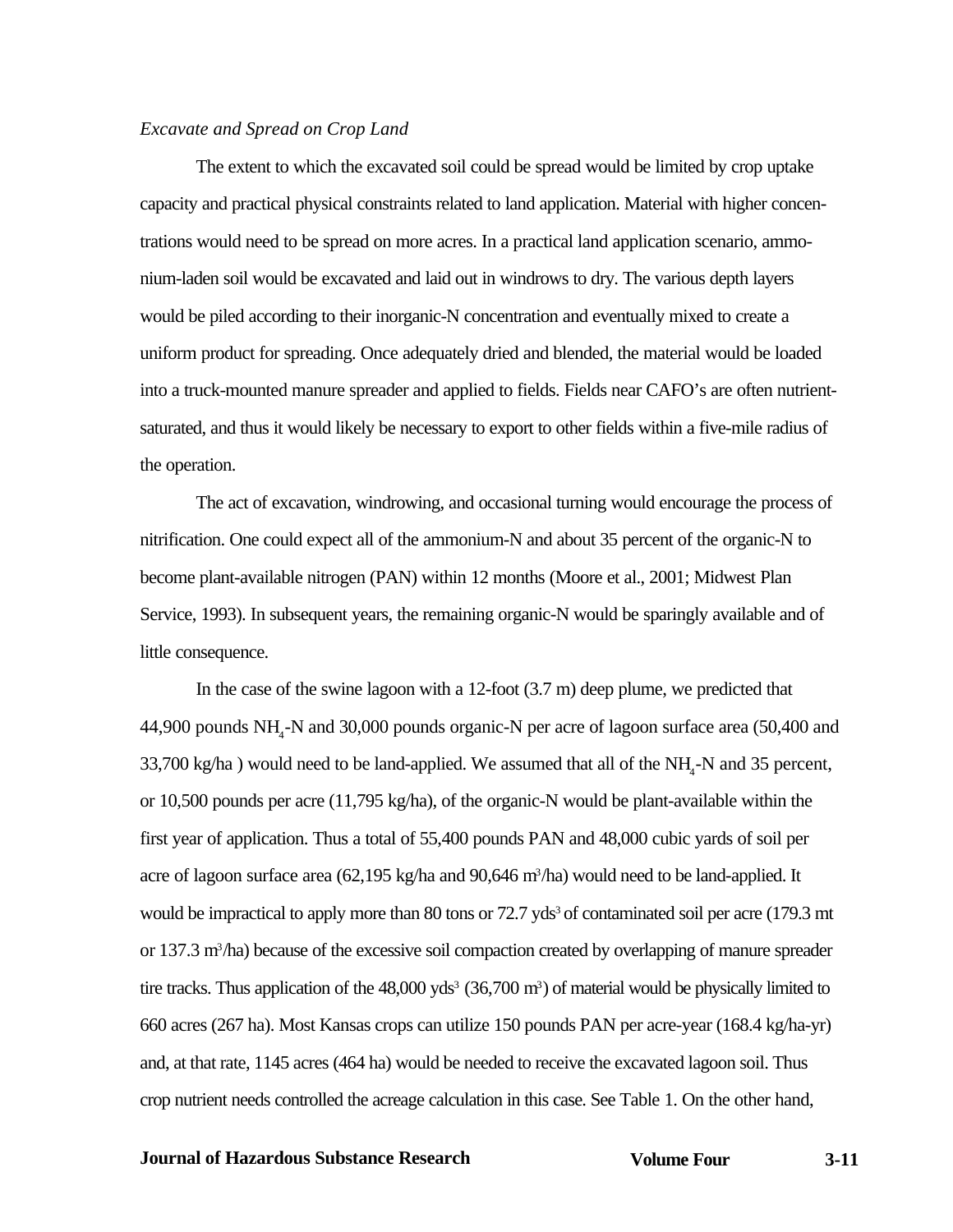*Excavate and Spread on Crop Land*

The extent to which the excavated soil could be spread would be limited by crop uptake capacity and practical physical constraints related to land application. Material with higher concentrations would need to be spread on more acres. In a practical land application scenario, ammonium-laden soil would be excavated and laid out in windrows to dry. The various depth layers would be piled according to their inorganic-N concentration and eventually mixed to create a uniform product for spreading. Once adequately dried and blended, the material would be loaded into a truck-mounted manure spreader and applied to fields. Fields near CAFO's are often nutrient-saturated, and thus it would likely be necessary to export to other fields within a five-mile radius of the operation.

The act of excavation, windrowing, and occasional turning would encourage the process of nitrification. One could expect all of the ammonium-N and about 35 percent of the organic-N to become plant-available nitrogen (PAN) within 12 months (Moore et al., 2001; Midwest Plan Service, 1993). In subsequent years, the remaining organic-N would be sparingly available and of little consequence.

In the case of the swine lagoon with a 12-foot (3.7 m) deep plume, we predicted that 44,900 pounds $NH_4$-N and 30,000 pounds organic-N per acre of lagoon surface area (50,400 and 33,700 kg/ha ) would need to be land-applied. We assumed that all of the $NH_4$-N and 35 percent, or 10,500 pounds per acre (11,795 kg/ha), of the organic-N would be plant-available within the first year of application. Thus a total of 55,400 pounds PAN and 48,000 cubic yards of soil per acre of lagoon surface area (62,195 kg/ha and 90,646 $m^3$/ha) would need to be land-applied. It would be impractical to apply more than 80 tons or 72.7 $yds^3$ of contaminated soil per acre (179.3 mt or 137.3 $m^3$/ha) because of the excessive soil compaction created by overlapping of manure spreader tire tracks. Thus application of the 48,000 $yds^3$ (36,700 $m^3$) of material would be physically limited to 660 acres (267 ha). Most Kansas crops can utilize 150 pounds PAN per acre-year (168.4 kg/ha-yr) and, at that rate, 1145 acres (464 ha) would be needed to receive the excavated lagoon soil. Thus crop nutrient needs controlled the acreage calculation in this case. See Table 1. On the other hand,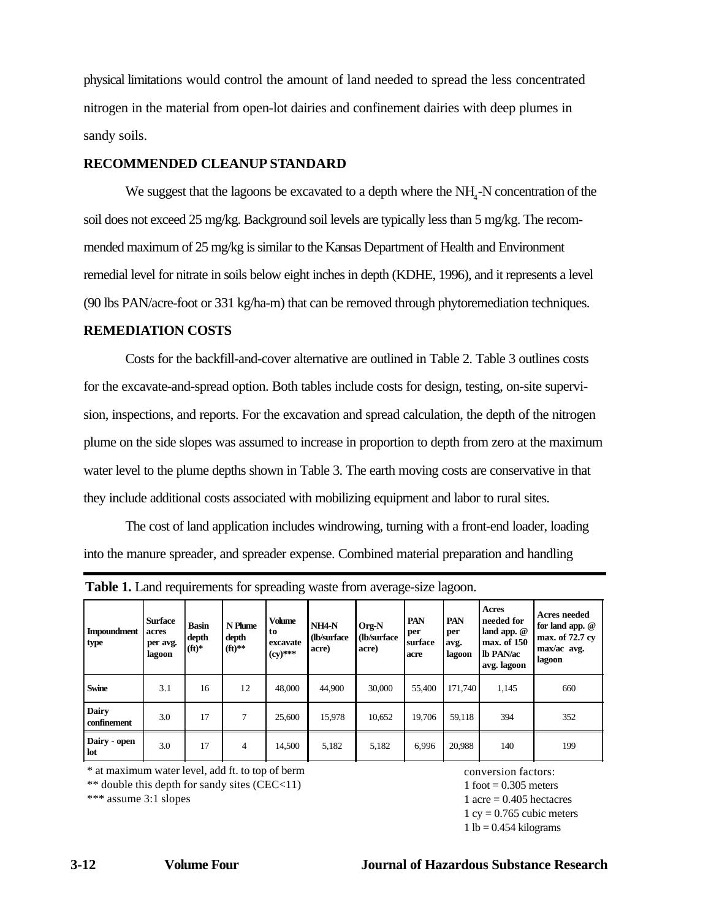physical limitations would control the amount of land needed to spread the less concentrated nitrogen in the material from open-lot dairies and confinement dairies with deep plumes in sandy soils.

## RECOMMENDED CLEANUP STANDARD

We suggest that the lagoons be excavated to a depth where the $NH_4$-N concentration of the soil does not exceed 25 mg/kg. Background soil levels are typically less than 5 mg/kg. The recommended maximum of 25 mg/kg is similar to the Kansas Department of Health and Environment remedial level for nitrate in soils below eight inches in depth (KDHE, 1996), and it represents a level (90 lbs PAN/acre-foot or 331 kg/ha-m) that can be removed through phytoremediation techniques.

## REMEDIATION COSTS

Costs for the backfill-and-cover alternative are outlined in Table 2. Table 3 outlines costs for the excavate-and-spread option. Both tables include costs for design, testing, on-site supervision, inspections, and reports. For the excavation and spread calculation, the depth of the nitrogen plume on the side slopes was assumed to increase in proportion to depth from zero at the maximum water level to the plume depths shown in Table 3. The earth moving costs are conservative in that they include additional costs associated with mobilizing equipment and labor to rural sites.

The cost of land application includes windrowing, turning with a front-end loader, loading into the manure spreader, and spreader expense. Combined material preparation and handling

**Table 1.** Land requirements for spreading waste from average-size lagoon.

| Impoundment type | Surface acres per avg. lagoon | Basin depth (ft)* | N Plume depth (ft)** | Volume to excavate (cy)*** | NH4-N (lb/surface acre) | Org-N (lb/surface acre) | PAN per surface acre | PAN per avg. lagoon | Acres needed for land app. @ max. of 150 lb PAN/ac avg. lagoon | Acres needed for land app. @ max. of 72.7 cy max/ac avg. lagoon |
|---|---|---|---|---|---|---|---|---|---|---|
| Swine | 3.1 | 16 | 12 | 48,000 | 44,900 | 30,000 | 55,400 | 171,740 | 1,145 | 660 |
| Dairy confinement | 3.0 | 17 | 7 | 25,600 | 15,978 | 10,652 | 19,706 | 59,118 | 394 | 352 |
| Dairy - open lot | 3.0 | 17 | 4 | 14,500 | 5,182 | 5,182 | 6,996 | 20,988 | 140 | 199 |

\* at maximum water level, add ft. to top of berm
\*\* double this depth for sandy sites (CEC<11)
\*\*\* assume 3:1 slopes

conversion factors:
1 foot = 0.305 meters
1 acre = 0.405 hectacres
1 cy = 0.765 cubic meters
1 lb = 0.454 kilograms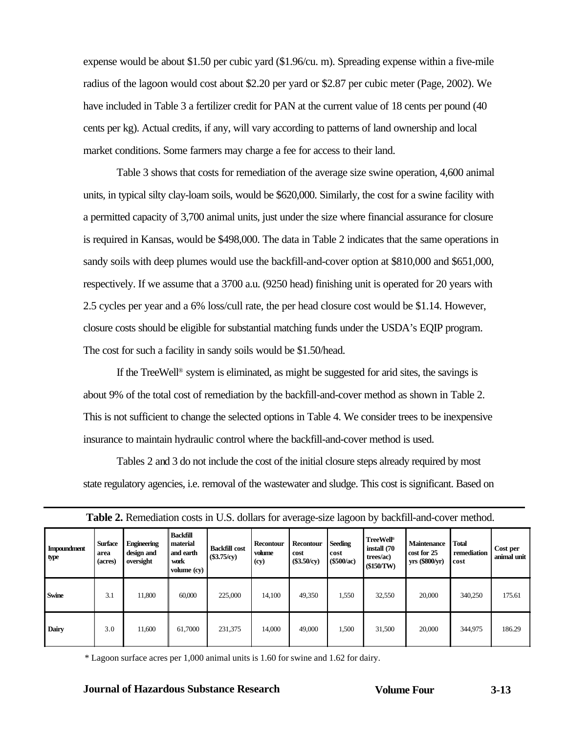expense would be about $1.50 per cubic yard ($1.96/cu. m). Spreading expense within a five-mile radius of the lagoon would cost about $2.20 per yard or $2.87 per cubic meter (Page, 2002). We have included in Table 3 a fertilizer credit for PAN at the current value of 18 cents per pound (40 cents per kg). Actual credits, if any, will vary according to patterns of land ownership and local market conditions. Some farmers may charge a fee for access to their land.

Table 3 shows that costs for remediation of the average size swine operation, 4,600 animal units, in typical silty clay-loam soils, would be $620,000. Similarly, the cost for a swine facility with a permitted capacity of 3,700 animal units, just under the size where financial assurance for closure is required in Kansas, would be $498,000. The data in Table 2 indicates that the same operations in sandy soils with deep plumes would use the backfill-and-cover option at $810,000 and $651,000, respectively. If we assume that a 3700 a.u. (9250 head) finishing unit is operated for 20 years with 2.5 cycles per year and a 6% loss/cull rate, the per head closure cost would be $1.14. However, closure costs should be eligible for substantial matching funds under the USDA's EQIP program. The cost for such a facility in sandy soils would be $1.50/head.

If the TreeWell® system is eliminated, as might be suggested for arid sites, the savings is about 9% of the total cost of remediation by the backfill-and-cover method as shown in Table 2. This is not sufficient to change the selected options in Table 4. We consider trees to be inexpensive insurance to maintain hydraulic control where the backfill-and-cover method is used.

Tables 2 and 3 do not include the cost of the initial closure steps already required by most state regulatory agencies, i.e. removal of the wastewater and sludge. This cost is significant. Based on

**Table 2.** Remediation costs in U.S. dollars for average-size lagoon by backfill-and-cover method.

| Impoundment type | Surface area (acres) | Engineering design and oversight | Backfill material and earth work volume (cy) | Backfill cost ($3.75/cy) | Recontour volume (cy) | Recontour cost ($3.50/cy) | Seeding cost ($500/ac) | TreeWell® install (70 trees/ac) ($150/TW) | Maintenance cost for 25 yrs ($800/yr) | Total remediation cost | Cost per animal unit |
|---|---|---|---|---|---|---|---|---|---|---|---|
| Swine | 3.1 | 11,800 | 60,000 | 225,000 | 14,100 | 49,350 | 1,550 | 32,550 | 20,000 | 340,250 | 175.61 |
| Dairy | 3.0 | 11,600 | 61,7000 | 231,375 | 14,000 | 49,000 | 1,500 | 31,500 | 20,000 | 344,975 | 186.29 |

* Lagoon surface acres per 1,000 animal units is 1.60 for swine and 1.62 for dairy.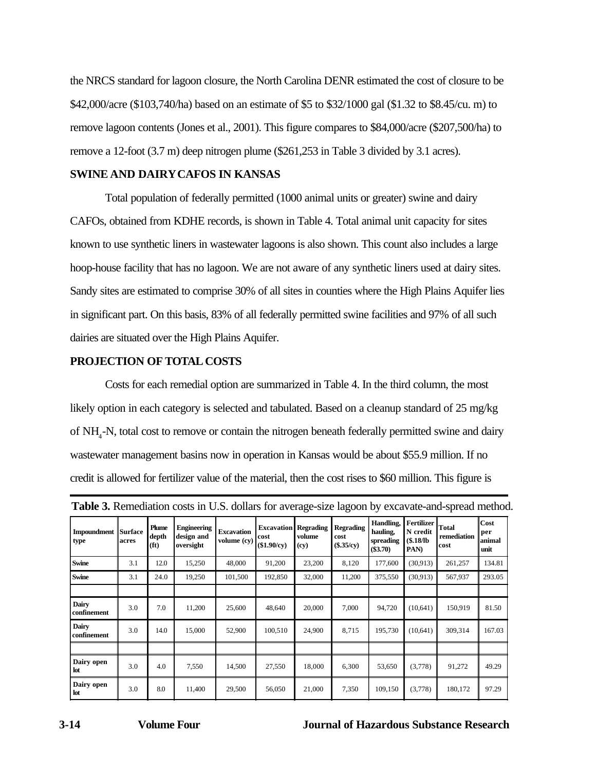the NRCS standard for lagoon closure, the North Carolina DENR estimated the cost of closure to be \$42,000/acre (\$103,740/ha) based on an estimate of \$5 to \$32/1000 gal (\$1.32 to \$8.45/cu. m) to remove lagoon contents (Jones et al., 2001). This figure compares to \$84,000/acre (\$207,500/ha) to remove a 12-foot (3.7 m) deep nitrogen plume (\$261,253 in Table 3 divided by 3.1 acres).

## SWINE AND DAIRY CAFOS IN KANSAS

Total population of federally permitted (1000 animal units or greater) swine and dairy CAFOs, obtained from KDHE records, is shown in Table 4. Total animal unit capacity for sites known to use synthetic liners in wastewater lagoons is also shown. This count also includes a large hoop-house facility that has no lagoon. We are not aware of any synthetic liners used at dairy sites. Sandy sites are estimated to comprise 30% of all sites in counties where the High Plains Aquifer lies in significant part. On this basis, 83% of all federally permitted swine facilities and 97% of all such dairies are situated over the High Plains Aquifer.

## PROJECTION OF TOTAL COSTS

Costs for each remedial option are summarized in Table 4. In the third column, the most likely option in each category is selected and tabulated. Based on a cleanup standard of 25 mg/kg of $NH_4$-N, total cost to remove or contain the nitrogen beneath federally permitted swine and dairy wastewater management basins now in operation in Kansas would be about \$55.9 million. If no credit is allowed for fertilizer value of the material, then the cost rises to \$60 million. This figure is

**Table 3.** Remediation costs in U.S. dollars for average-size lagoon by excavate-and-spread method.

| Impoundment type | Surface acres | Plume depth (ft) | Engineering design and oversight | Excavation volume (cy) | Excavation cost (\$1.90/cy) | Regrading volume (cy) | Regrading cost (\$.35/cy) | Handling, hauling, spreading (\$3.70) | Fertilizer N credit (\$.18/lb PAN) | Total remediation cost | Cost per animal unit |
|---|---|---|---|---|---|---|---|---|---|---|---|
| Swine | 3.1 | 12.0 | 15,250 | 48,000 | 91,200 | 23,200 | 8,120 | 177,600 | (30,913) | 261,257 | 134.81 |
| Swine | 3.1 | 24.0 | 19,250 | 101,500 | 192,850 | 32,000 | 11,200 | 375,550 | (30,913) | 567,937 | 293.05 |
| | | | | | | | | | | | |
| Dairy confinement | 3.0 | 7.0 | 11,200 | 25,600 | 48,640 | 20,000 | 7,000 | 94,720 | (10,641) | 150,919 | 81.50 |
| Dairy confinement | 3.0 | 14.0 | 15,000 | 52,900 | 100,510 | 24,900 | 8,715 | 195,730 | (10,641) | 309,314 | 167.03 |
| | | | | | | | | | | | |
| Dairy open lot | 3.0 | 4.0 | 7,550 | 14,500 | 27,550 | 18,000 | 6,300 | 53,650 | (3,778) | 91,272 | 49.29 |
| Dairy open lot | 3.0 | 8.0 | 11,400 | 29,500 | 56,050 | 21,000 | 7,350 | 109,150 | (3,778) | 180,172 | 97.29 |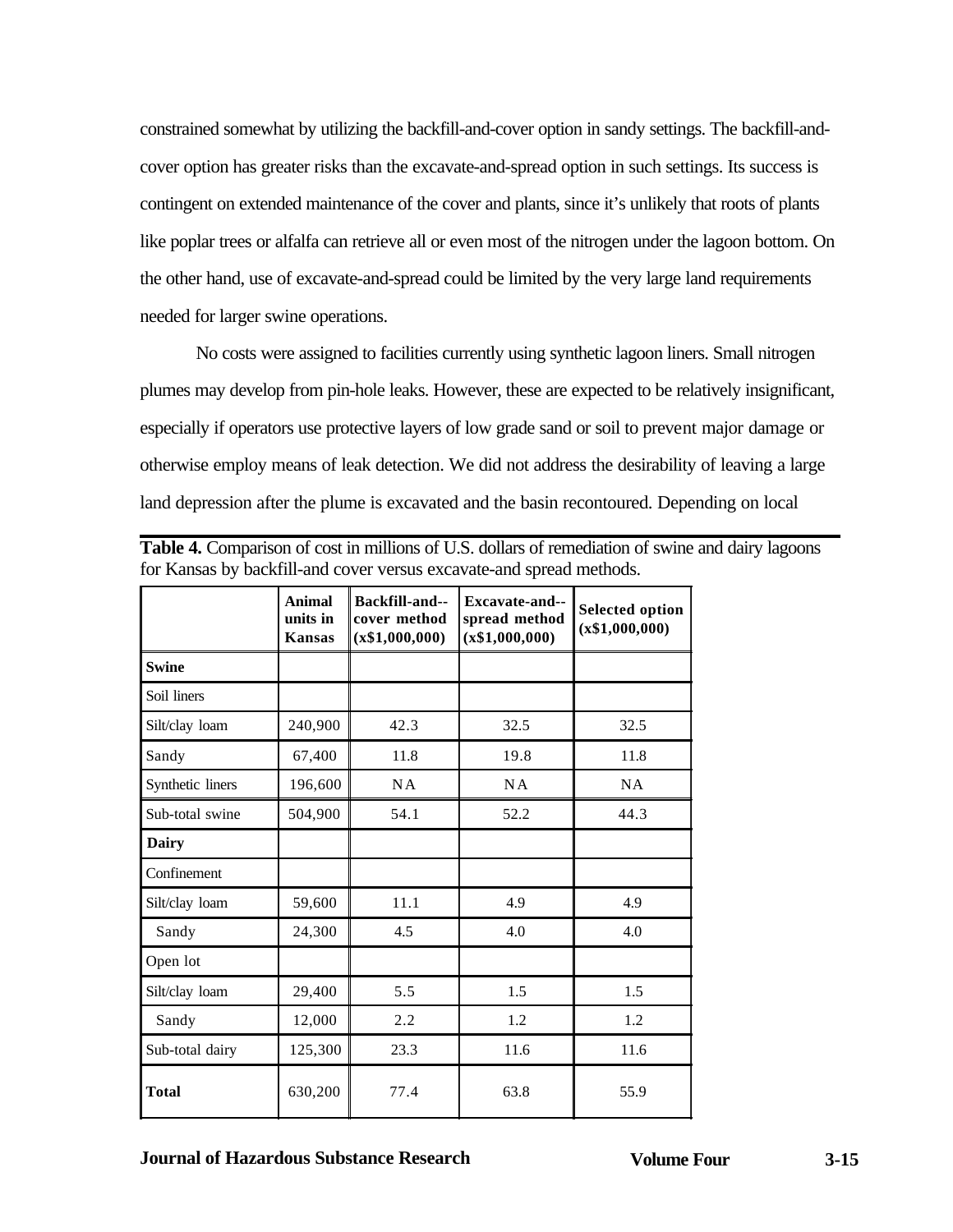constrained somewhat by utilizing the backfill-and-cover option in sandy settings. The backfill-and-cover option has greater risks than the excavate-and-spread option in such settings. Its success is contingent on extended maintenance of the cover and plants, since it's unlikely that roots of plants like poplar trees or alfalfa can retrieve all or even most of the nitrogen under the lagoon bottom. On the other hand, use of excavate-and-spread could be limited by the very large land requirements needed for larger swine operations.

No costs were assigned to facilities currently using synthetic lagoon liners. Small nitrogen plumes may develop from pin-hole leaks. However, these are expected to be relatively insignificant, especially if operators use protective layers of low grade sand or soil to prevent major damage or otherwise employ means of leak detection. We did not address the desirability of leaving a large land depression after the plume is excavated and the basin recontoured. Depending on local

**Table 4.** Comparison of cost in millions of U.S. dollars of remediation of swine and dairy lagoons for Kansas by backfill-and cover versus excavate-and spread methods.

| | Animal units in Kansas | Backfill-and--cover method (x$1,000,000) | Excavate-and--spread method (x$1,000,000) | Selected option (x$1,000,000) |
|---|---|---|---|---|
| **Swine** | | | | |
| Soil liners | | | | |
| Silt/clay loam | 240,900 | 42.3 | 32.5 | 32.5 |
| Sandy | 67,400 | 11.8 | 19.8 | 11.8 |
| Synthetic liners | 196,600 | NA | NA | NA |
| Sub-total swine | 504,900 | 54.1 | 52.2 | 44.3 |
| **Dairy** | | | | |
| Confinement | | | | |
| Silt/clay loam | 59,600 | 11.1 | 4.9 | 4.9 |
| Sandy | 24,300 | 4.5 | 4.0 | 4.0 |
| Open lot | | | | |
| Silt/clay loam | 29,400 | 5.5 | 1.5 | 1.5 |
| Sandy | 12,000 | 2.2 | 1.2 | 1.2 |
| Sub-total dairy | 125,300 | 23.3 | 11.6 | 11.6 |
| **Total** | 630,200 | 77.4 | 63.8 | 55.9 |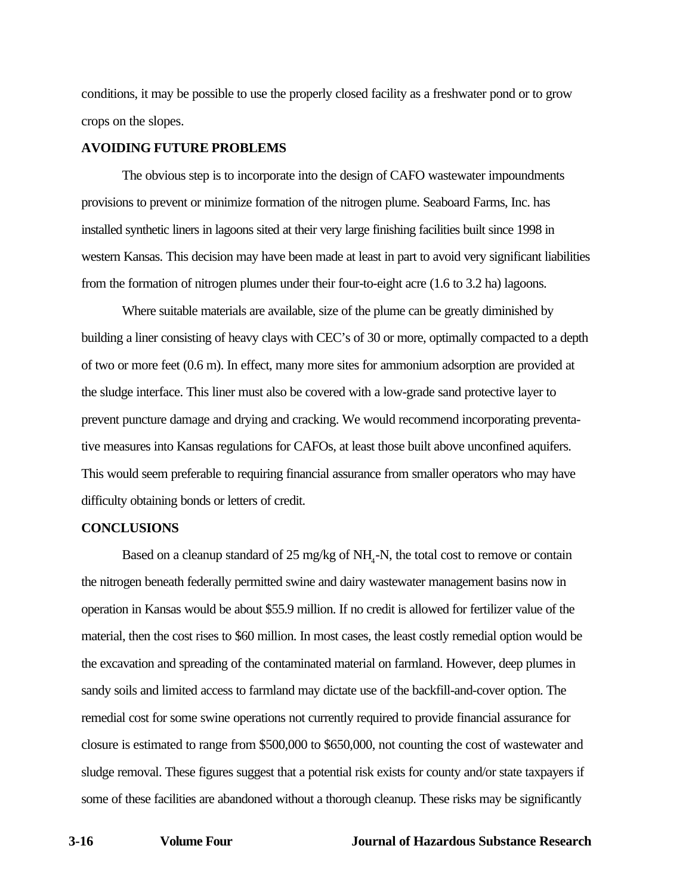conditions, it may be possible to use the properly closed facility as a freshwater pond or to grow crops on the slopes.

## AVOIDING FUTURE PROBLEMS

The obvious step is to incorporate into the design of CAFO wastewater impoundments provisions to prevent or minimize formation of the nitrogen plume. Seaboard Farms, Inc. has installed synthetic liners in lagoons sited at their very large finishing facilities built since 1998 in western Kansas. This decision may have been made at least in part to avoid very significant liabilities from the formation of nitrogen plumes under their four-to-eight acre (1.6 to 3.2 ha) lagoons.

Where suitable materials are available, size of the plume can be greatly diminished by building a liner consisting of heavy clays with CEC's of 30 or more, optimally compacted to a depth of two or more feet (0.6 m). In effect, many more sites for ammonium adsorption are provided at the sludge interface. This liner must also be covered with a low-grade sand protective layer to prevent puncture damage and drying and cracking. We would recommend incorporating preventative measures into Kansas regulations for CAFOs, at least those built above unconfined aquifers. This would seem preferable to requiring financial assurance from smaller operators who may have difficulty obtaining bonds or letters of credit.

## CONCLUSIONS

Based on a cleanup standard of 25 mg/kg of $NH_4$-N, the total cost to remove or contain the nitrogen beneath federally permitted swine and dairy wastewater management basins now in operation in Kansas would be about $55.9 million. If no credit is allowed for fertilizer value of the material, then the cost rises to $60 million. In most cases, the least costly remedial option would be the excavation and spreading of the contaminated material on farmland. However, deep plumes in sandy soils and limited access to farmland may dictate use of the backfill-and-cover option. The remedial cost for some swine operations not currently required to provide financial assurance for closure is estimated to range from $500,000 to $650,000, not counting the cost of wastewater and sludge removal. These figures suggest that a potential risk exists for county and/or state taxpayers if some of these facilities are abandoned without a thorough cleanup. These risks may be significantly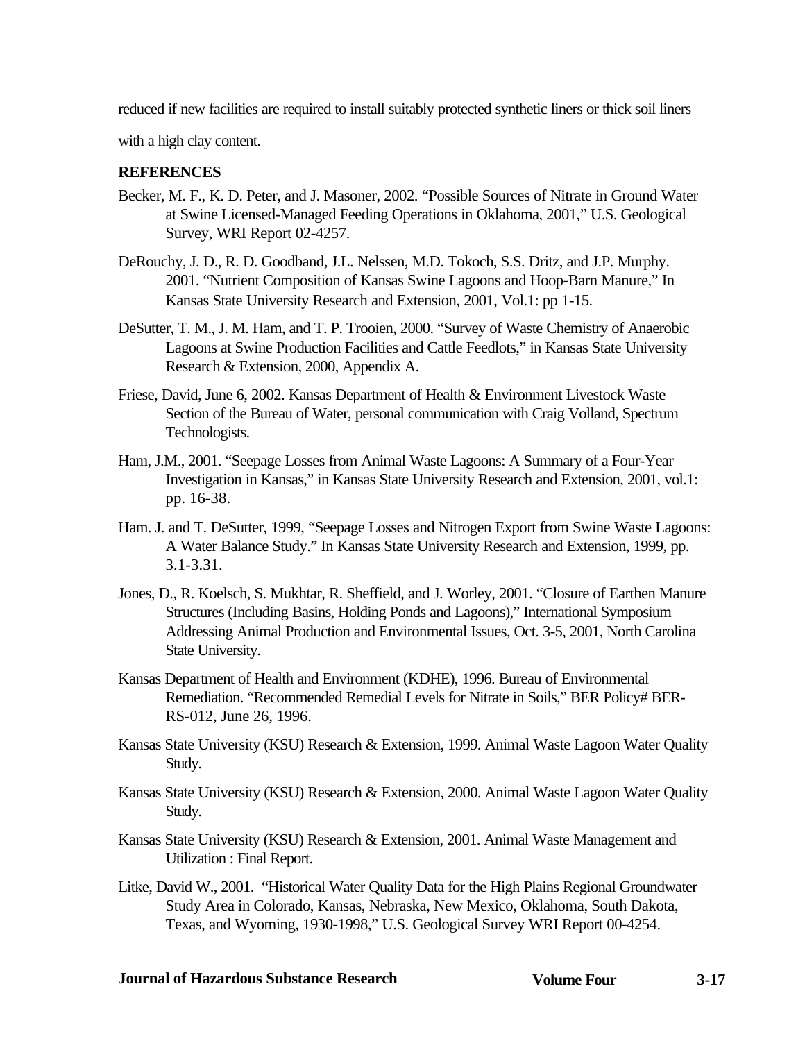reduced if new facilities are required to install suitably protected synthetic liners or thick soil liners with a high clay content.

**REFERENCES**

Becker, M. F., K. D. Peter, and J. Masoner, 2002. "Possible Sources of Nitrate in Ground Water at Swine Licensed-Managed Feeding Operations in Oklahoma, 2001," U.S. Geological Survey, WRI Report 02-4257.

DeRouchy, J. D., R. D. Goodband, J.L. Nelssen, M.D. Tokoch, S.S. Dritz, and J.P. Murphy. 2001. "Nutrient Composition of Kansas Swine Lagoons and Hoop-Barn Manure," In Kansas State University Research and Extension, 2001, Vol.1: pp 1-15.

DeSutter, T. M., J. M. Ham, and T. P. Trooien, 2000. "Survey of Waste Chemistry of Anaerobic Lagoons at Swine Production Facilities and Cattle Feedlots," in Kansas State University Research & Extension, 2000, Appendix A.

Friese, David, June 6, 2002. Kansas Department of Health & Environment Livestock Waste Section of the Bureau of Water, personal communication with Craig Volland, Spectrum Technologists.

Ham, J.M., 2001. "Seepage Losses from Animal Waste Lagoons: A Summary of a Four-Year Investigation in Kansas," in Kansas State University Research and Extension, 2001, vol.1: pp. 16-38.

Ham. J. and T. DeSutter, 1999, "Seepage Losses and Nitrogen Export from Swine Waste Lagoons: A Water Balance Study." In Kansas State University Research and Extension, 1999, pp. 3.1-3.31.

Jones, D., R. Koelsch, S. Mukhtar, R. Sheffield, and J. Worley, 2001. "Closure of Earthen Manure Structures (Including Basins, Holding Ponds and Lagoons)," International Symposium Addressing Animal Production and Environmental Issues, Oct. 3-5, 2001, North Carolina State University.

Kansas Department of Health and Environment (KDHE), 1996. Bureau of Environmental Remediation. "Recommended Remedial Levels for Nitrate in Soils," BER Policy# BER-RS-012, June 26, 1996.

Kansas State University (KSU) Research & Extension, 1999. Animal Waste Lagoon Water Quality Study.

Kansas State University (KSU) Research & Extension, 2000. Animal Waste Lagoon Water Quality Study.

Kansas State University (KSU) Research & Extension, 2001. Animal Waste Management and Utilization : Final Report.

Litke, David W., 2001. "Historical Water Quality Data for the High Plains Regional Groundwater Study Area in Colorado, Kansas, Nebraska, New Mexico, Oklahoma, South Dakota, Texas, and Wyoming, 1930-1998," U.S. Geological Survey WRI Report 00-4254.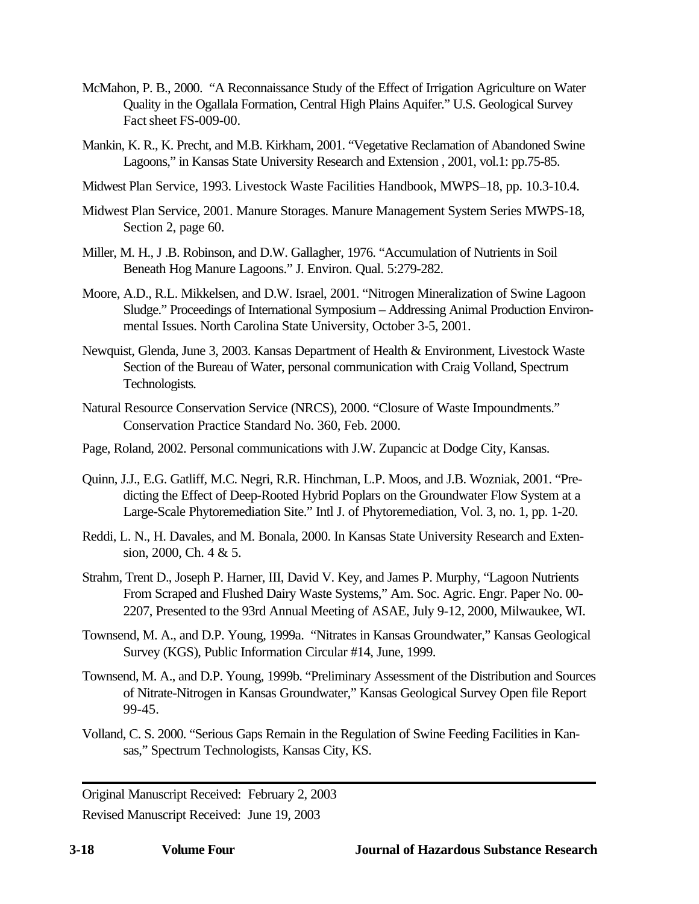McMahon, P. B., 2000. "A Reconnaissance Study of the Effect of Irrigation Agriculture on Water Quality in the Ogallala Formation, Central High Plains Aquifer." U.S. Geological Survey Fact sheet FS-009-00.

Mankin, K. R., K. Precht, and M.B. Kirkham, 2001. "Vegetative Reclamation of Abandoned Swine Lagoons," in Kansas State University Research and Extension , 2001, vol.1: pp.75-85.

Midwest Plan Service, 1993. Livestock Waste Facilities Handbook, MWPS–18, pp. 10.3-10.4.

Midwest Plan Service, 2001. Manure Storages. Manure Management System Series MWPS-18, Section 2, page 60.

Miller, M. H., J .B. Robinson, and D.W. Gallagher, 1976. "Accumulation of Nutrients in Soil Beneath Hog Manure Lagoons." J. Environ. Qual. 5:279-282.

Moore, A.D., R.L. Mikkelsen, and D.W. Israel, 2001. "Nitrogen Mineralization of Swine Lagoon Sludge." Proceedings of International Symposium – Addressing Animal Production Environmental Issues. North Carolina State University, October 3-5, 2001.

Newquist, Glenda, June 3, 2003. Kansas Department of Health & Environment, Livestock Waste Section of the Bureau of Water, personal communication with Craig Volland, Spectrum Technologists.

Natural Resource Conservation Service (NRCS), 2000. "Closure of Waste Impoundments." Conservation Practice Standard No. 360, Feb. 2000.

Page, Roland, 2002. Personal communications with J.W. Zupancic at Dodge City, Kansas.

Quinn, J.J., E.G. Gatliff, M.C. Negri, R.R. Hinchman, L.P. Moos, and J.B. Wozniak, 2001. "Predicting the Effect of Deep-Rooted Hybrid Poplars on the Groundwater Flow System at a Large-Scale Phytoremediation Site." Intl J. of Phytoremediation, Vol. 3, no. 1, pp. 1-20.

Reddi, L. N., H. Davales, and M. Bonala, 2000. In Kansas State University Research and Extension, 2000, Ch. 4 & 5.

Strahm, Trent D., Joseph P. Harner, III, David V. Key, and James P. Murphy, "Lagoon Nutrients From Scraped and Flushed Dairy Waste Systems," Am. Soc. Agric. Engr. Paper No. 00-2207, Presented to the 93rd Annual Meeting of ASAE, July 9-12, 2000, Milwaukee, WI.

Townsend, M. A., and D.P. Young, 1999a. "Nitrates in Kansas Groundwater," Kansas Geological Survey (KGS), Public Information Circular #14, June, 1999.

Townsend, M. A., and D.P. Young, 1999b. "Preliminary Assessment of the Distribution and Sources of Nitrate-Nitrogen in Kansas Groundwater," Kansas Geological Survey Open file Report 99-45.

Volland, C. S. 2000. "Serious Gaps Remain in the Regulation of Swine Feeding Facilities in Kansas," Spectrum Technologists, Kansas City, KS.

---

Original Manuscript Received: February 2, 2003

Revised Manuscript Received: June 19, 2003